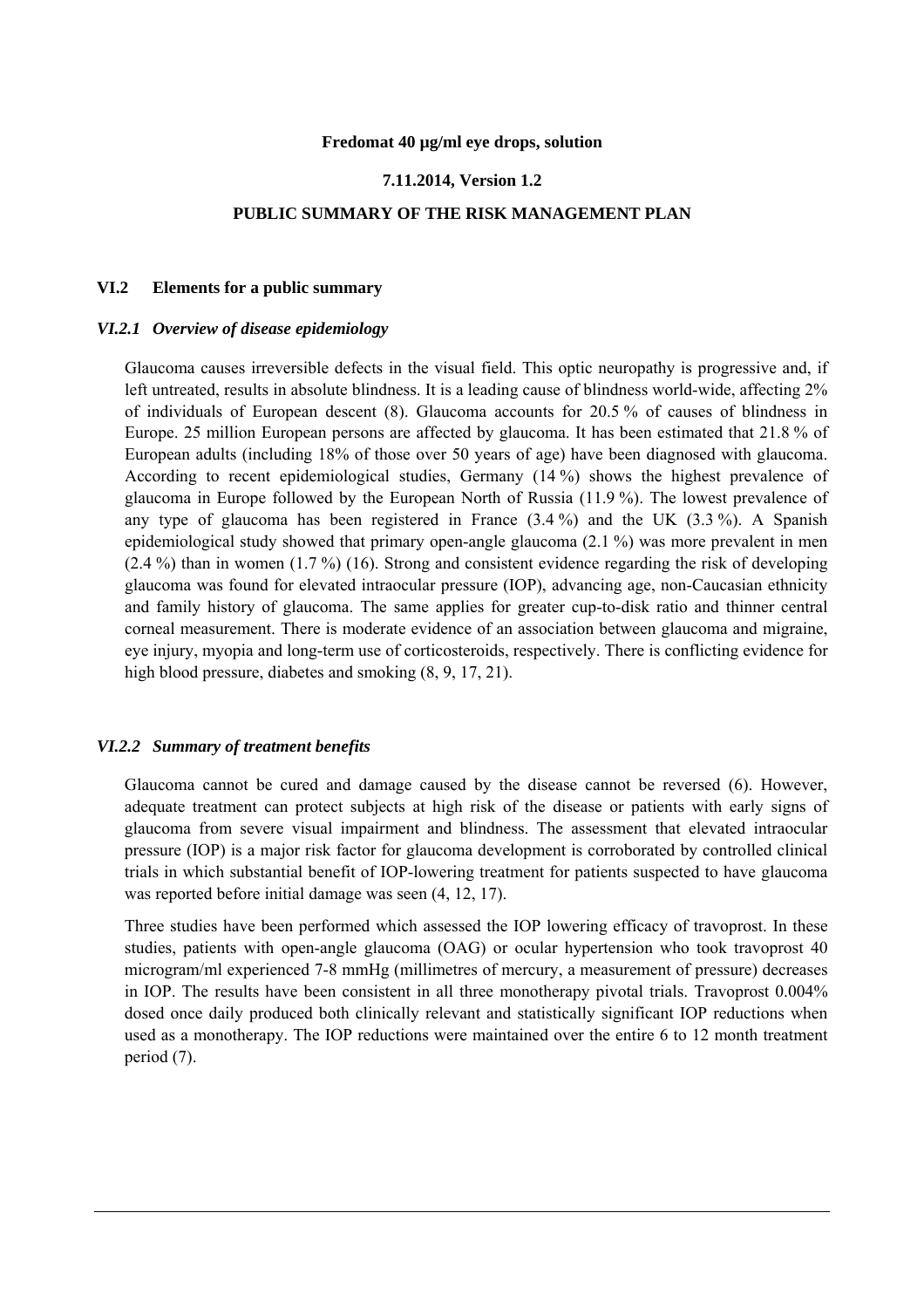**Fredomat 40 µg/ml eye drops, solution**

**7.11.2014, Version 1.2**

**PUBLIC SUMMARY OF THE RISK MANAGEMENT PLAN**

## VI.2 Elements for a public summary

### *VI.2.1 Overview of disease epidemiology*

Glaucoma causes irreversible defects in the visual field. This optic neuropathy is progressive and, if left untreated, results in absolute blindness. It is a leading cause of blindness world-wide, affecting 2% of individuals of European descent (8). Glaucoma accounts for 20.5 % of causes of blindness in Europe. 25 million European persons are affected by glaucoma. It has been estimated that 21.8 % of European adults (including 18% of those over 50 years of age) have been diagnosed with glaucoma. According to recent epidemiological studies, Germany (14 %) shows the highest prevalence of glaucoma in Europe followed by the European North of Russia (11.9 %). The lowest prevalence of any type of glaucoma has been registered in France (3.4 %) and the UK (3.3 %). A Spanish epidemiological study showed that primary open-angle glaucoma (2.1 %) was more prevalent in men (2.4 %) than in women (1.7 %) (16). Strong and consistent evidence regarding the risk of developing glaucoma was found for elevated intraocular pressure (IOP), advancing age, non-Caucasian ethnicity and family history of glaucoma. The same applies for greater cup-to-disk ratio and thinner central corneal measurement. There is moderate evidence of an association between glaucoma and migraine, eye injury, myopia and long-term use of corticosteroids, respectively. There is conflicting evidence for high blood pressure, diabetes and smoking (8, 9, 17, 21).

### *VI.2.2 Summary of treatment benefits*

Glaucoma cannot be cured and damage caused by the disease cannot be reversed (6). However, adequate treatment can protect subjects at high risk of the disease or patients with early signs of glaucoma from severe visual impairment and blindness. The assessment that elevated intraocular pressure (IOP) is a major risk factor for glaucoma development is corroborated by controlled clinical trials in which substantial benefit of IOP-lowering treatment for patients suspected to have glaucoma was reported before initial damage was seen (4, 12, 17).

Three studies have been performed which assessed the IOP lowering efficacy of travoprost. In these studies, patients with open-angle glaucoma (OAG) or ocular hypertension who took travoprost 40 microgram/ml experienced 7-8 mmHg (millimetres of mercury, a measurement of pressure) decreases in IOP. The results have been consistent in all three monotherapy pivotal trials. Travoprost 0.004% dosed once daily produced both clinically relevant and statistically significant IOP reductions when used as a monotherapy. The IOP reductions were maintained over the entire 6 to 12 month treatment period (7).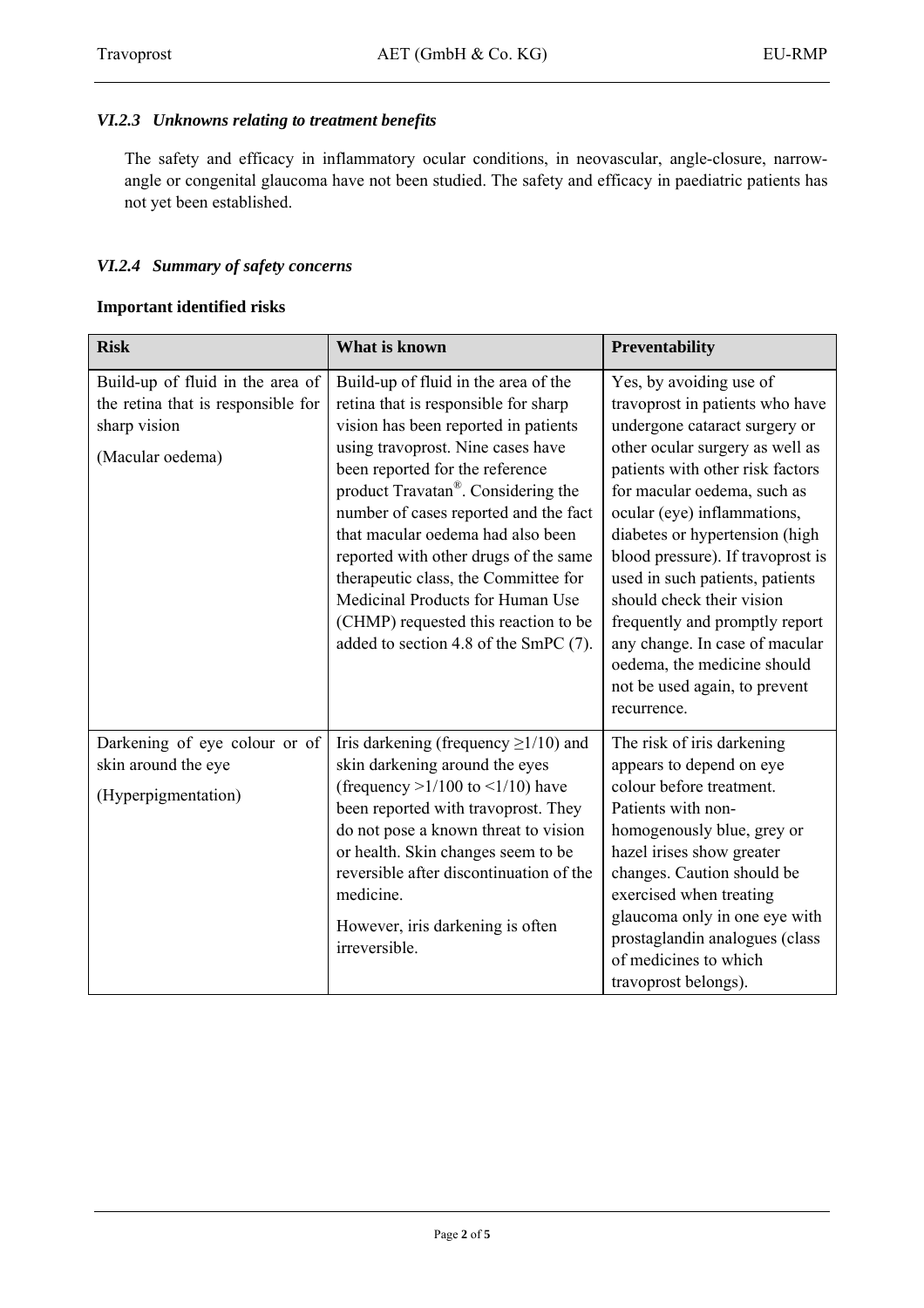### *VI.2.3 Unknowns relating to treatment benefits*

The safety and efficacy in inflammatory ocular conditions, in neovascular, angle-closure, narrow-angle or congenital glaucoma have not been studied. The safety and efficacy in paediatric patients has not yet been established.

### *VI.2.4 Summary of safety concerns*

**Important identified risks**

| Risk | What is known | Preventability |
|---|---|---|
| Build-up of fluid in the area of the retina that is responsible for sharp vision<br><br>(Macular oedema) | Build-up of fluid in the area of the retina that is responsible for sharp vision has been reported in patients using travoprost. Nine cases have been reported for the reference product Travatan®. Considering the number of cases reported and the fact that macular oedema had also been reported with other drugs of the same therapeutic class, the Committee for Medicinal Products for Human Use (CHMP) requested this reaction to be added to section 4.8 of the SmPC (7). | Yes, by avoiding use of travoprost in patients who have undergone cataract surgery or other ocular surgery as well as patients with other risk factors for macular oedema, such as ocular (eye) inflammations, diabetes or hypertension (high blood pressure). If travoprost is used in such patients, patients should check their vision frequently and promptly report any change. In case of macular oedema, the medicine should not be used again, to prevent recurrence. |
| Darkening of eye colour or of skin around the eye<br><br>(Hyperpigmentation) | Iris darkening (frequency $\geq 1/10$) and skin darkening around the eyes (frequency $>1/100$ to $<1/10$) have been reported with travoprost. They do not pose a known threat to vision or health. Skin changes seem to be reversible after discontinuation of the medicine.<br><br>However, iris darkening is often irreversible. | The risk of iris darkening appears to depend on eye colour before treatment. Patients with non-homogenously blue, grey or hazel irises show greater changes. Caution should be exercised when treating glaucoma only in one eye with prostaglandin analogues (class of medicines to which travoprost belongs). |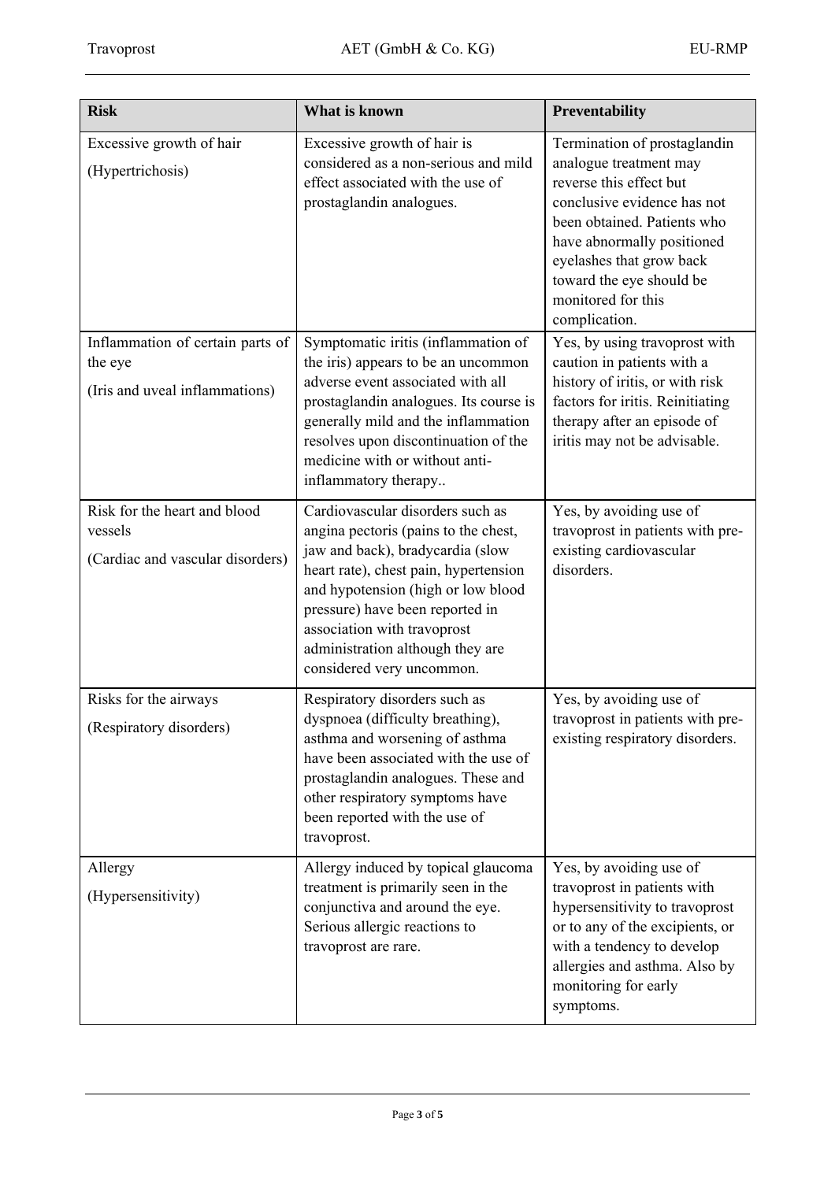| Risk | What is known | Preventability |
|---|---|---|
| Excessive growth of hair (Hypertrichosis) | Excessive growth of hair is considered as a non-serious and mild effect associated with the use of prostaglandin analogues. | Termination of prostaglandin analogue treatment may reverse this effect but conclusive evidence has not been obtained. Patients who have abnormally positioned eyelashes that grow back toward the eye should be monitored for this complication. |
| Inflammation of certain parts of the eye (Iris and uveal inflammations) | Symptomatic iritis (inflammation of the iris) appears to be an uncommon adverse event associated with all prostaglandin analogues. Its course is generally mild and the inflammation resolves upon discontinuation of the medicine with or without anti-inflammatory therapy.. | Yes, by using travoprost with caution in patients with a history of iritis, or with risk factors for iritis. Reinitiating therapy after an episode of iritis may not be advisable. |
| Risk for the heart and blood vessels (Cardiac and vascular disorders) | Cardiovascular disorders such as angina pectoris (pains to the chest, jaw and back), bradycardia (slow heart rate), chest pain, hypertension and hypotension (high or low blood pressure) have been reported in association with travoprost administration although they are considered very uncommon. | Yes, by avoiding use of travoprost in patients with pre-existing cardiovascular disorders. |
| Risks for the airways (Respiratory disorders) | Respiratory disorders such as dyspnoea (difficulty breathing), asthma and worsening of asthma have been associated with the use of prostaglandin analogues. These and other respiratory symptoms have been reported with the use of travoprost. | Yes, by avoiding use of travoprost in patients with pre-existing respiratory disorders. |
| Allergy (Hypersensitivity) | Allergy induced by topical glaucoma treatment is primarily seen in the conjunctiva and around the eye. Serious allergic reactions to travoprost are rare. | Yes, by avoiding use of travoprost in patients with hypersensitivity to travoprost or to any of the excipients, or with a tendency to develop allergies and asthma. Also by monitoring for early symptoms. |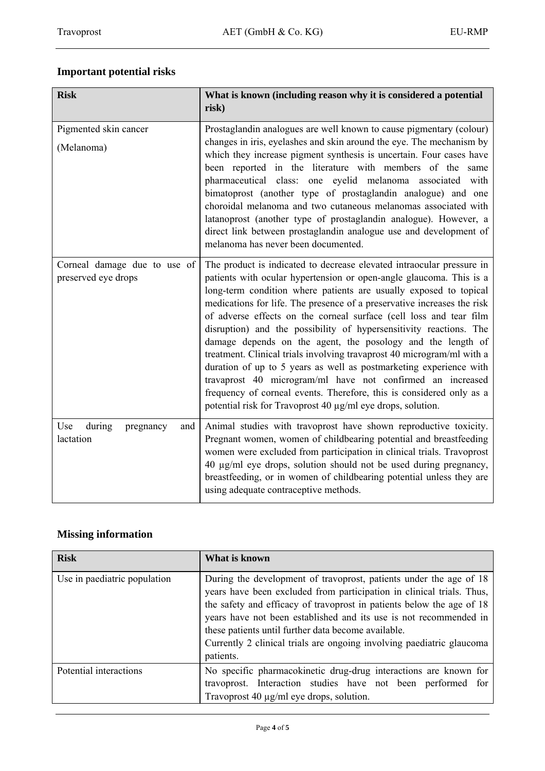## Important potential risks

| Risk | What is known (including reason why it is considered a potential risk) |
|---|---|
| Pigmented skin cancer (Melanoma) | Prostaglandin analogues are well known to cause pigmentary (colour) changes in iris, eyelashes and skin around the eye. The mechanism by which they increase pigment synthesis is uncertain. Four cases have been reported in the literature with members of the same pharmaceutical class: one eyelid melanoma associated with bimatoprost (another type of prostaglandin analogue) and one choroidal melanoma and two cutaneous melanomas associated with latanoprost (another type of prostaglandin analogue). However, a direct link between prostaglandin analogue use and development of melanoma has never been documented. |
| Corneal damage due to use of preserved eye drops | The product is indicated to decrease elevated intraocular pressure in patients with ocular hypertension or open-angle glaucoma. This is a long-term condition where patients are usually exposed to topical medications for life. The presence of a preservative increases the risk of adverse effects on the corneal surface (cell loss and tear film disruption) and the possibility of hypersensitivity reactions. The damage depends on the agent, the posology and the length of treatment. Clinical trials involving travaprost 40 microgram/ml with a duration of up to 5 years as well as postmarketing experience with travaprost 40 microgram/ml have not confirmed an increased frequency of corneal events. Therefore, this is considered only as a potential risk for Travoprost 40 µg/ml eye drops, solution. |
| Use during pregnancy and lactation | Animal studies with travoprost have shown reproductive toxicity. Pregnant women, women of childbearing potential and breastfeeding women were excluded from participation in clinical trials. Travoprost 40 µg/ml eye drops, solution should not be used during pregnancy, breastfeeding, or in women of childbearing potential unless they are using adequate contraceptive methods. |

## Missing information

| Risk | What is known |
|---|---|
| Use in paediatric population | During the development of travoprost, patients under the age of 18 years have been excluded from participation in clinical trials. Thus, the safety and efficacy of travoprost in patients below the age of 18 years have not been established and its use is not recommended in these patients until further data become available.<br>Currently 2 clinical trials are ongoing involving paediatric glaucoma patients. |
| Potential interactions | No specific pharmacokinetic drug-drug interactions are known for travoprost. Interaction studies have not been performed for Travoprost 40 µg/ml eye drops, solution. |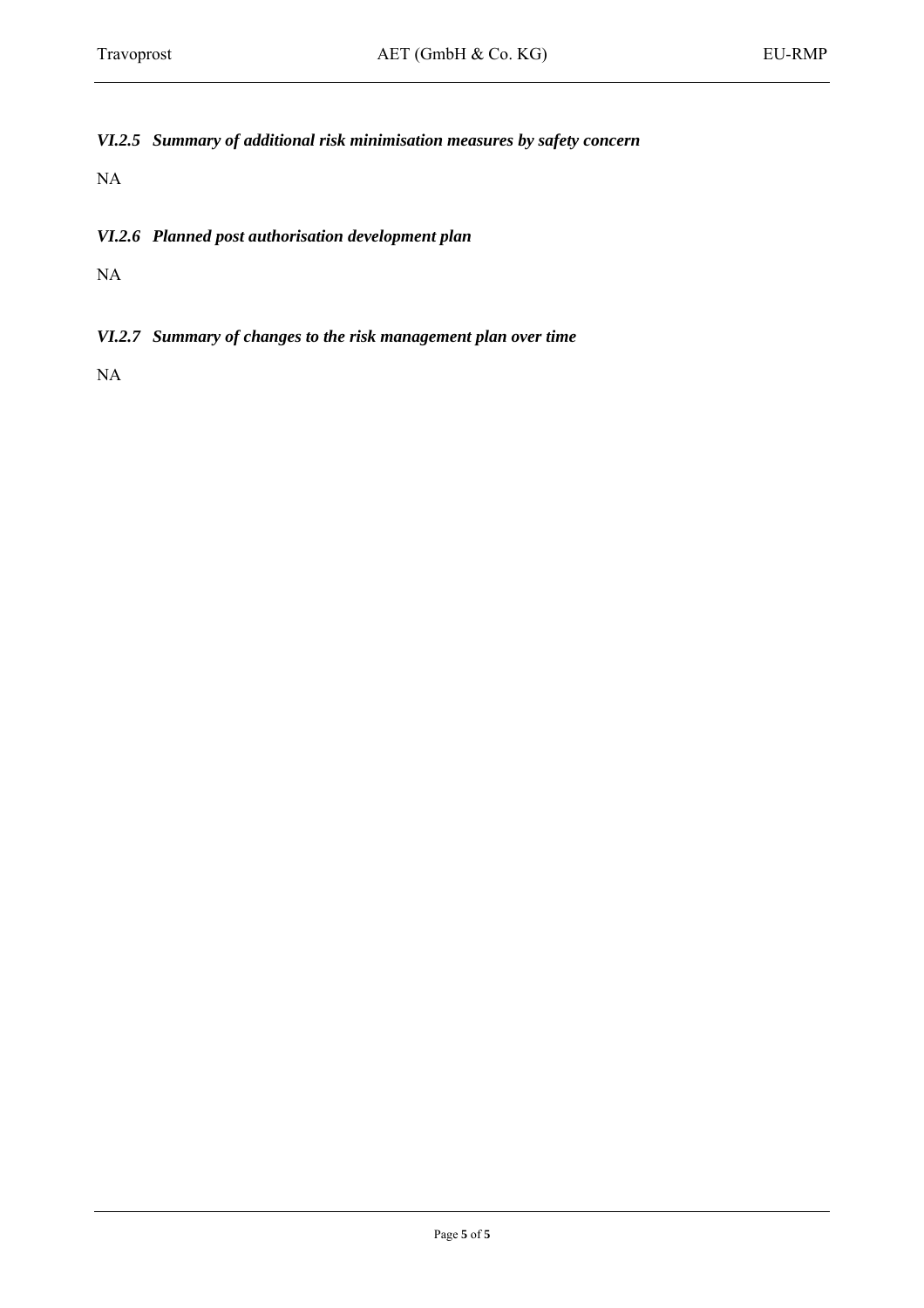### *VI.2.5 Summary of additional risk minimisation measures by safety concern*

NA

### *VI.2.6 Planned post authorisation development plan*

NA

### *VI.2.7 Summary of changes to the risk management plan over time*

NA